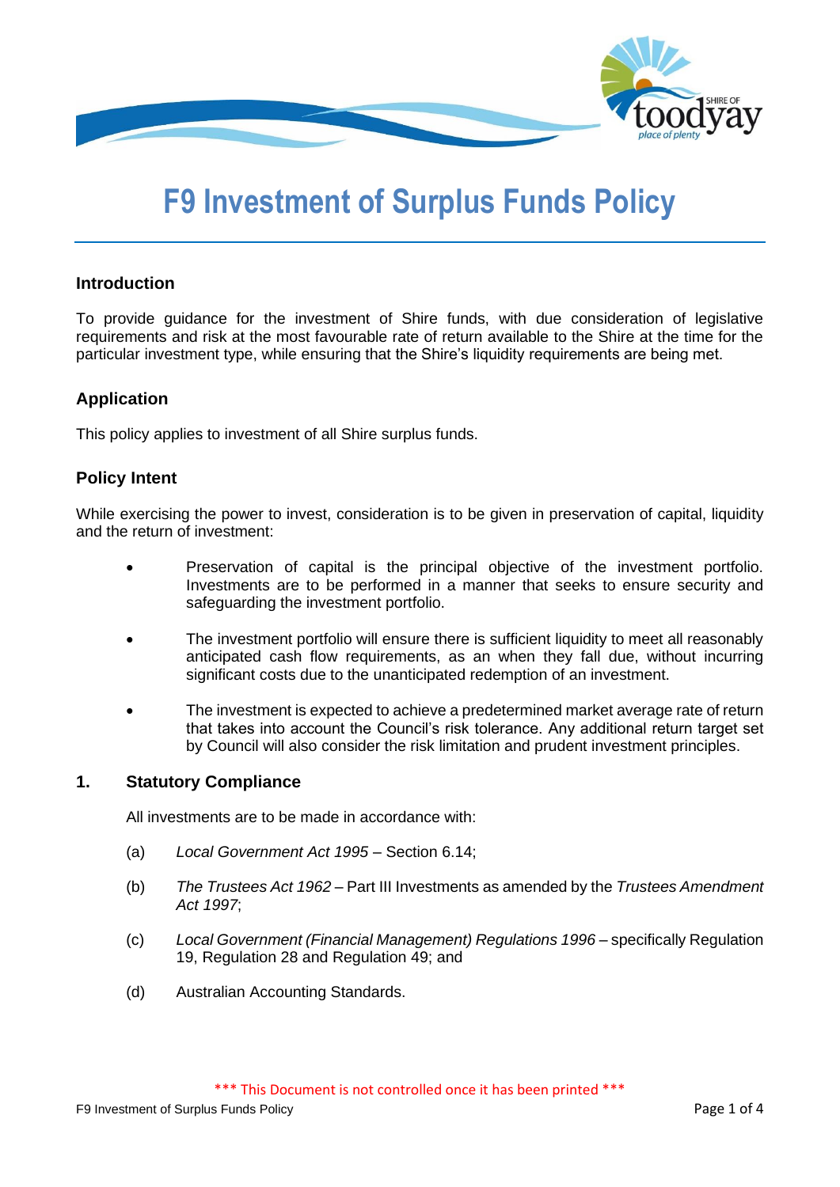# F9 Investment of Surplus Funds Policy

## Introduction

To provide guidance for the investment of Shire funds, with due consideration of legislative requirements and risk at the most favourable rate of return available to the Shire at the time for the particular investment type, while ensuring that the Shire's liquidity requirements are being met.

## Application

This policy applies to investment of all Shire surplus funds.

## Policy Intent

While exercising the power to invest, consideration is to be given in preservation of capital, liquidity and the return of investment:

- Preservation of capital is the principal objective of the investment portfolio. Investments are to be performed in a manner that seeks to ensure security and safeguarding the investment portfolio.
- The investment portfolio will ensure there is sufficient liquidity to meet all reasonably anticipated cash flow requirements, as an when they fall due, without incurring significant costs due to the unanticipated redemption of an investment.
- The investment is expected to achieve a predetermined market average rate of return that takes into account the Council's risk tolerance. Any additional return target set by Council will also consider the risk limitation and prudent investment principles.

## 1. Statutory Compliance

All investments are to be made in accordance with:

(a) *Local Government Act 1995* – Section 6.14;

(b) *The Trustees Act 1962* – Part III Investments as amended by the *Trustees Amendment Act 1997*;

(c) *Local Government (Financial Management) Regulations 1996* – specifically Regulation 19, Regulation 28 and Regulation 49; and

(d) Australian Accounting Standards.

*** This Document is not controlled once it has been printed ***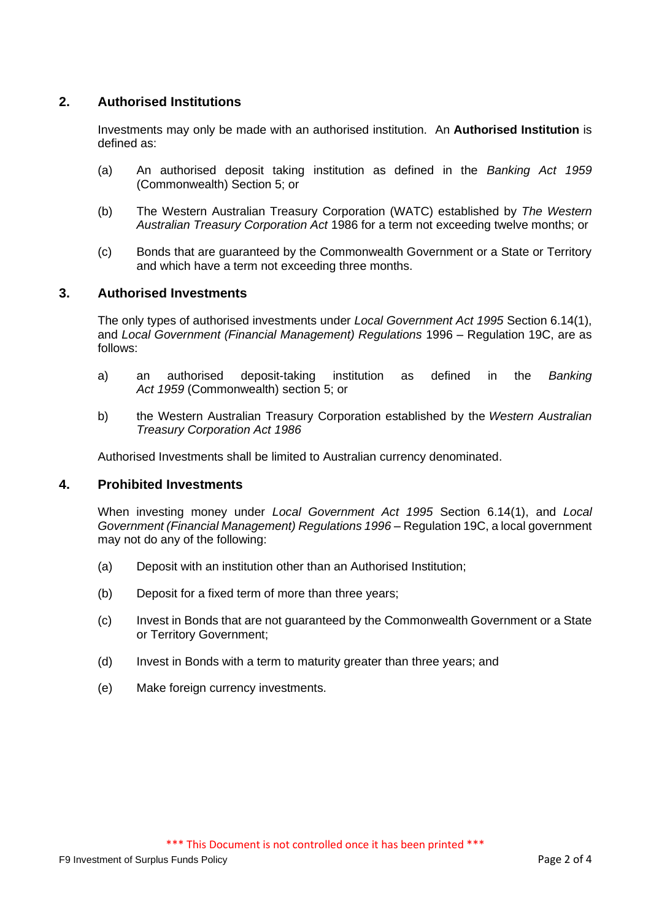## 2. Authorised Institutions

Investments may only be made with an authorised institution. An **Authorised Institution** is defined as:

(a) An authorised deposit taking institution as defined in the *Banking Act 1959* (Commonwealth) Section 5; or

(b) The Western Australian Treasury Corporation (WATC) established by *The Western Australian Treasury Corporation Act* 1986 for a term not exceeding twelve months; or

(c) Bonds that are guaranteed by the Commonwealth Government or a State or Territory and which have a term not exceeding three months.

## 3. Authorised Investments

The only types of authorised investments under *Local Government Act 1995* Section 6.14(1), and *Local Government (Financial Management) Regulations* 1996 – Regulation 19C, are as follows:

a) an authorised deposit-taking institution as defined in the *Banking Act 1959* (Commonwealth) section 5; or

b) the Western Australian Treasury Corporation established by the *Western Australian Treasury Corporation Act 1986*

Authorised Investments shall be limited to Australian currency denominated.

## 4. Prohibited Investments

When investing money under *Local Government Act 1995* Section 6.14(1), and *Local Government (Financial Management) Regulations 1996* – Regulation 19C, a local government may not do any of the following:

(a) Deposit with an institution other than an Authorised Institution;

(b) Deposit for a fixed term of more than three years;

(c) Invest in Bonds that are not guaranteed by the Commonwealth Government or a State or Territory Government;

(d) Invest in Bonds with a term to maturity greater than three years; and

(e) Make foreign currency investments.

*** This Document is not controlled once it has been printed ***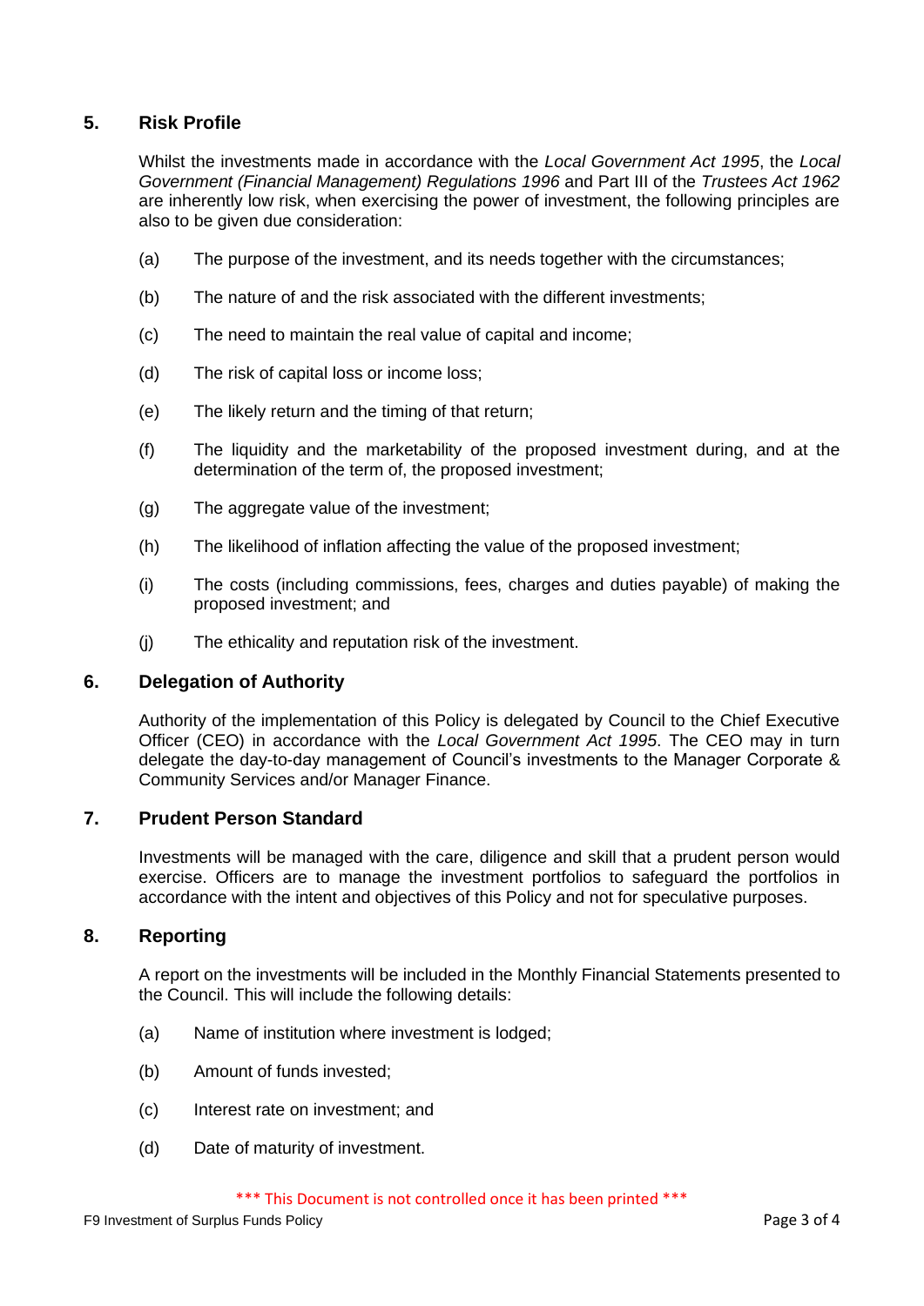## 5. Risk Profile

Whilst the investments made in accordance with the *Local Government Act 1995*, the *Local Government (Financial Management) Regulations 1996* and Part III of the *Trustees Act 1962* are inherently low risk, when exercising the power of investment, the following principles are also to be given due consideration:

(a) The purpose of the investment, and its needs together with the circumstances;

(b) The nature of and the risk associated with the different investments;

(c) The need to maintain the real value of capital and income;

(d) The risk of capital loss or income loss;

(e) The likely return and the timing of that return;

(f) The liquidity and the marketability of the proposed investment during, and at the determination of the term of, the proposed investment;

(g) The aggregate value of the investment;

(h) The likelihood of inflation affecting the value of the proposed investment;

(i) The costs (including commissions, fees, charges and duties payable) of making the proposed investment; and

(j) The ethicality and reputation risk of the investment.

## 6. Delegation of Authority

Authority of the implementation of this Policy is delegated by Council to the Chief Executive Officer (CEO) in accordance with the *Local Government Act 1995*. The CEO may in turn delegate the day-to-day management of Council's investments to the Manager Corporate & Community Services and/or Manager Finance.

## 7. Prudent Person Standard

Investments will be managed with the care, diligence and skill that a prudent person would exercise. Officers are to manage the investment portfolios to safeguard the portfolios in accordance with the intent and objectives of this Policy and not for speculative purposes.

## 8. Reporting

A report on the investments will be included in the Monthly Financial Statements presented to the Council. This will include the following details:

(a) Name of institution where investment is lodged;

(b) Amount of funds invested;

(c) Interest rate on investment; and

(d) Date of maturity of investment.

*** This Document is not controlled once it has been printed ***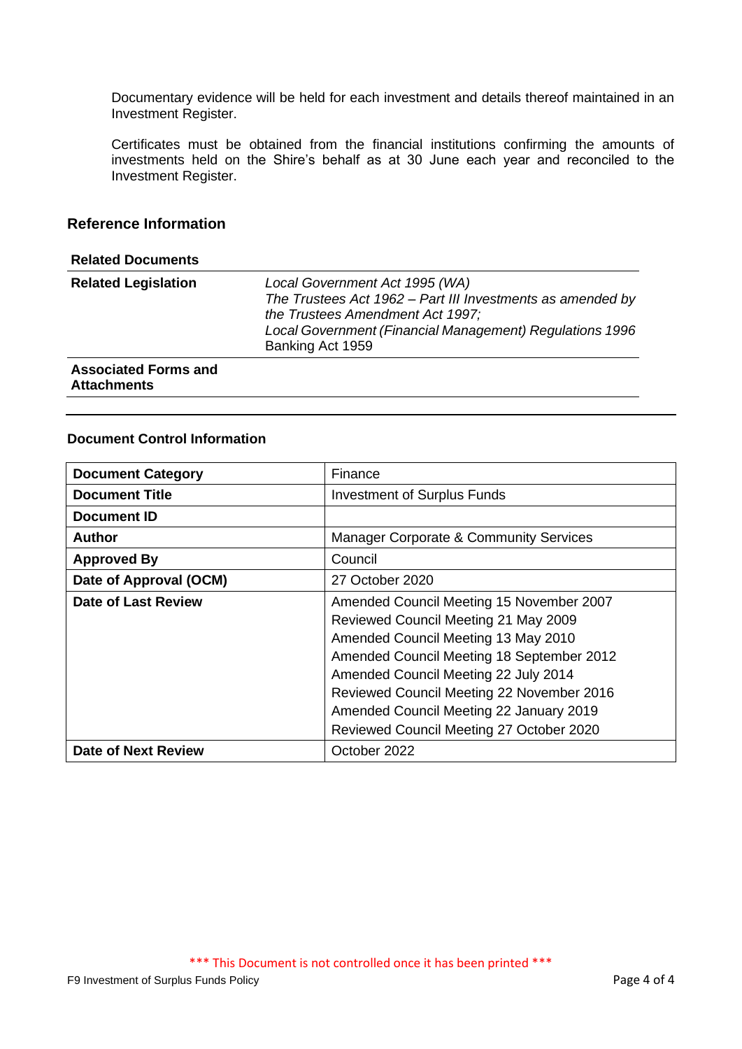Documentary evidence will be held for each investment and details thereof maintained in an Investment Register.

Certificates must be obtained from the financial institutions confirming the amounts of investments held on the Shire's behalf as at 30 June each year and reconciled to the Investment Register.

## Reference Information

| | |
|---|---|
| **Related Documents** | |
| **Related Legislation** | *Local Government Act 1995 (WA)*<br>*The Trustees Act 1962 – Part III Investments as amended by the Trustees Amendment Act 1997;*<br>*Local Government (Financial Management) Regulations 1996*<br>Banking Act 1959 |
| **Associated Forms and Attachments** | |

### Document Control Information

| | |
|---|---|
| **Document Category** | Finance |
| **Document Title** | Investment of Surplus Funds |
| **Document ID** | |
| **Author** | Manager Corporate & Community Services |
| **Approved By** | Council |
| **Date of Approval (OCM)** | 27 October 2020 |
| **Date of Last Review** | Amended Council Meeting 15 November 2007<br>Reviewed Council Meeting 21 May 2009<br>Amended Council Meeting 13 May 2010<br>Amended Council Meeting 18 September 2012<br>Amended Council Meeting 22 July 2014<br>Reviewed Council Meeting 22 November 2016<br>Amended Council Meeting 22 January 2019<br>Reviewed Council Meeting 27 October 2020 |
| **Date of Next Review** | October 2022 |

*** This Document is not controlled once it has been printed ***